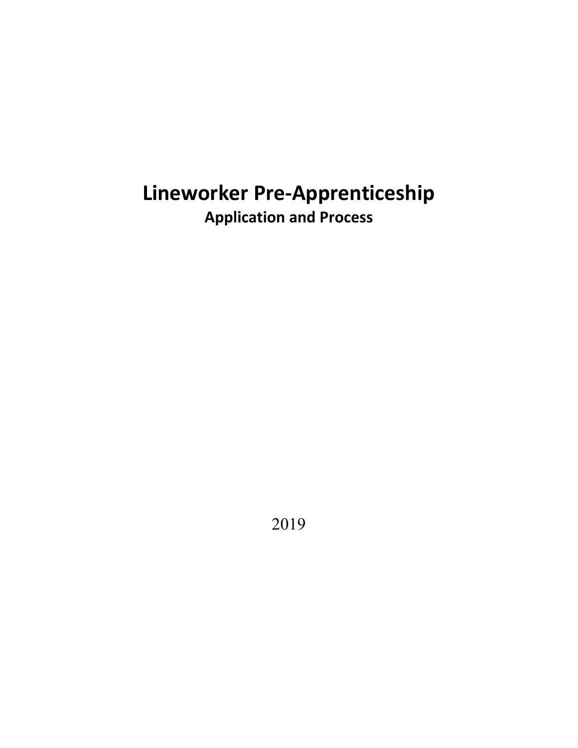# Lineworker Pre-Apprenticeship

## Application and Process

2019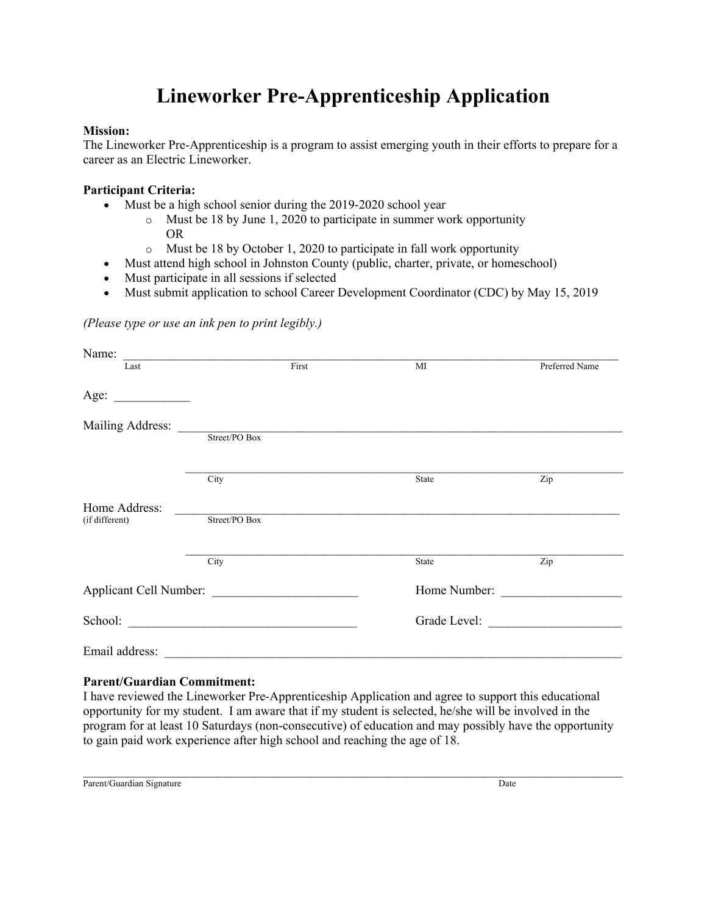# Lineworker Pre-Apprenticeship Application

**Mission:**
The Lineworker Pre-Apprenticeship is a program to assist emerging youth in their efforts to prepare for a career as an Electric Lineworker.

**Participant Criteria:**

- Must be a high school senior during the 2019-2020 school year
  - Must be 18 by June 1, 2020 to participate in summer work opportunity
    OR
  - Must be 18 by October 1, 2020 to participate in fall work opportunity
- Must attend high school in Johnston County (public, charter, private, or homeschool)
- Must participate in all sessions if selected
- Must submit application to school Career Development Coordinator (CDC) by May 15, 2019

*(Please type or use an ink pen to print legibly.)*

Name: ______________________________________________________________________
Last | First | MI | Preferred Name

Age: ____________

Mailing Address: ______________________________________________________________
Street/PO Box

______________________________________________________________
City | State | Zip

Home Address: ______________________________________________________________
(if different) Street/PO Box

______________________________________________________________
City | State | Zip

Applicant Cell Number: _______________________ Home Number: ___________________

School: ___________________________________ Grade Level: _____________________

Email address: _________________________________________________________________

**Parent/Guardian Commitment:**
I have reviewed the Lineworker Pre-Apprenticeship Application and agree to support this educational opportunity for my student. I am aware that if my student is selected, he/she will be involved in the program for at least 10 Saturdays (non-consecutive) of education and may possibly have the opportunity to gain paid work experience after high school and reaching the age of 18.

_____________________________________________________________________________
Parent/Guardian Signature | Date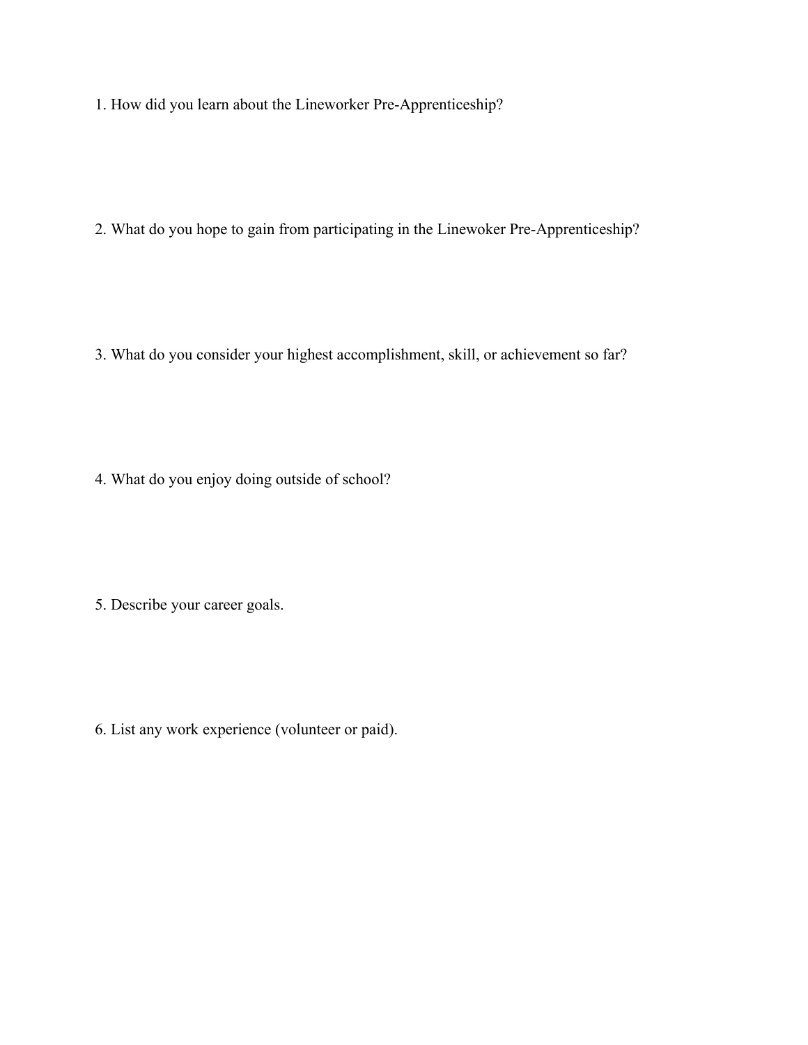1. How did you learn about the Lineworker Pre-Apprenticeship?

2. What do you hope to gain from participating in the Linewoker Pre-Apprenticeship?

3. What do you consider your highest accomplishment, skill, or achievement so far?

4. What do you enjoy doing outside of school?

5. Describe your career goals.

6. List any work experience (volunteer or paid).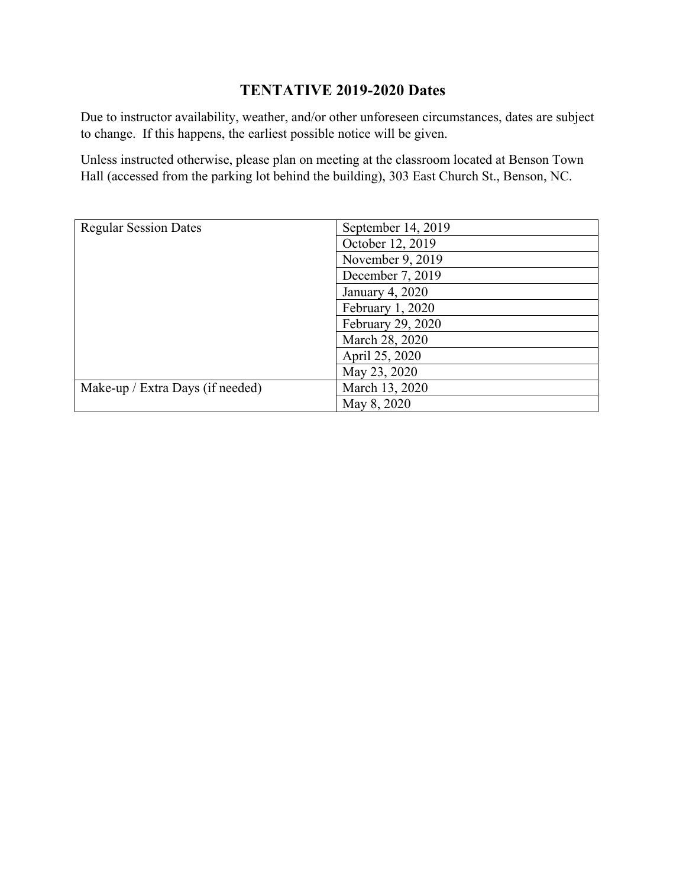## TENTATIVE 2019-2020 Dates

Due to instructor availability, weather, and/or other unforeseen circumstances, dates are subject to change. If this happens, the earliest possible notice will be given.

Unless instructed otherwise, please plan on meeting at the classroom located at Benson Town Hall (accessed from the parking lot behind the building), 303 East Church St., Benson, NC.

| | |
|---|---|
| Regular Session Dates | September 14, 2019 |
| | October 12, 2019 |
| | November 9, 2019 |
| | December 7, 2019 |
| | January 4, 2020 |
| | February 1, 2020 |
| | February 29, 2020 |
| | March 28, 2020 |
| | April 25, 2020 |
| | May 23, 2020 |
| Make-up / Extra Days (if needed) | March 13, 2020 |
| | May 8, 2020 |